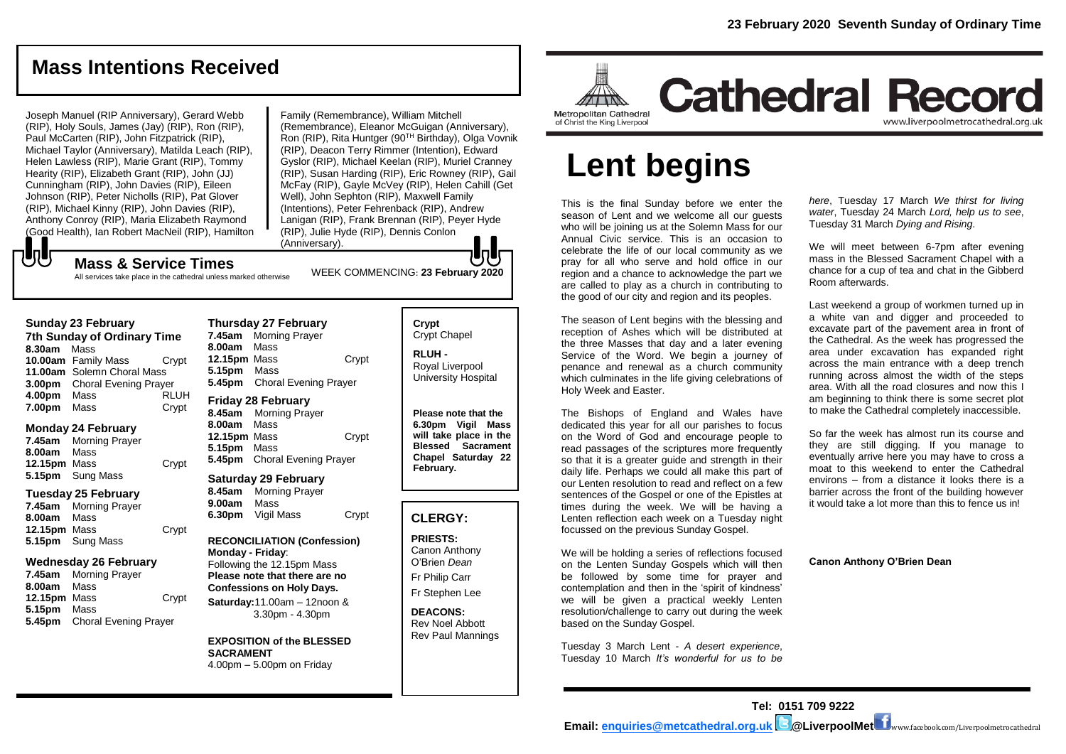23 February 2020 Seventh Sunday of Ordinary Time

## Mass Intentions Received

Joseph Manuel (RIP Anniversary), Gerard Webb (RIP), Holy Souls, James (Jay) (RIP), Ron (RIP), Paul McCarten (RIP), John Fitzpatrick (RIP), Michael Taylor (Anniversary), Matilda Leach (RIP), Helen Lawless (RIP), Marie Grant (RIP), Tommy Hearity (RIP), Elizabeth Grant (RIP), John (JJ) Cunningham (RIP), John Davies (RIP), Eileen Johnson (RIP), Peter Nicholls (RIP), Pat Glover (RIP), Michael Kinny (RIP), John Davies (RIP), Anthony Conroy (RIP), Maria Elizabeth Raymond (Good Health), Ian Robert MacNeil (RIP), Hamilton Family (Remembrance), William Mitchell (Remembrance), Eleanor McGuigan (Anniversary), Ron (RIP), Rita Huntger (90TH Birthday), Olga Vovnik (RIP), Deacon Terry Rimmer (Intention), Edward Gyslor (RIP), Michael Keelan (RIP), Muriel Cranney (RIP), Susan Harding (RIP), Eric Rowney (RIP), Gail McFay (RIP), Gayle McVey (RIP), Helen Cahill (Get Well), John Sephton (RIP), Maxwell Family (Intentions), Peter Fehrenback (RIP), Andrew Lanigan (RIP), Frank Brennan (RIP), Peyer Hyde (RIP), Julie Hyde (RIP), Dennis Conlon (Anniversary).

## Mass & Service Times

All services take place in the cathedral unless marked otherwise

WEEK COMMENCING: **23 February 2020**

### Sunday 23 February
**7th Sunday of Ordinary Time**

| | | |
|---|---|---|
| **8.30am** | Mass | |
| **10.00am** | Family Mass | Crypt |
| **11.00am** | Solemn Choral Mass | |
| **3.00pm** | Choral Evening Prayer | |
| **4.00pm** | Mass | RLUH |
| **7.00pm** | Mass | Crypt |

### Monday 24 February

| | | |
|---|---|---|
| **7.45am** | Morning Prayer | |
| **8.00am** | Mass | |
| **12.15pm** | Mass | Crypt |
| **5.15pm** | Sung Mass | |

### Tuesday 25 February

| | | |
|---|---|---|
| **7.45am** | Morning Prayer | |
| **8.00am** | Mass | |
| **12.15pm** | Mass | Crypt |
| **5.15pm** | Sung Mass | |

### Wednesday 26 February

| | | |
|---|---|---|
| **7.45am** | Morning Prayer | |
| **8.00am** | Mass | |
| **12.15pm** | Mass | Crypt |
| **5.15pm** | Mass | |
| **5.45pm** | Choral Evening Prayer | |

### Thursday 27 February

| | | |
|---|---|---|
| **7.45am** | Morning Prayer | |
| **8.00am** | Mass | |
| **12.15pm** | Mass | Crypt |
| **5.15pm** | Mass | |
| **5.45pm** | Choral Evening Prayer | |

### Friday 28 February

| | | |
|---|---|---|
| **8.45am** | Morning Prayer | |
| **8.00am** | Mass | |
| **12.15pm** | Mass | Crypt |
| **5.15pm** | Mass | |
| **5.45pm** | Choral Evening Prayer | |

### Saturday 29 February

| | | |
|---|---|---|
| **8.45am** | Morning Prayer | |
| **9.00am** | Mass | |
| **6.30pm** | Vigil Mass | Crypt |

**RECONCILIATION (Confession)**
**Monday - Friday**:
Following the 12.15pm Mass
**Please note that there are no Confessions on Holy Days.**
**Saturday:**11.00am – 12noon & 3.30pm - 4.30pm

**EXPOSITION of the BLESSED SACRAMENT**
4.00pm – 5.00pm on Friday

**Crypt**
Crypt Chapel

**RLUH -**
Royal Liverpool University Hospital

**Please note that the 6.30pm Vigil Mass will take place in the Blessed Sacrament Chapel Saturday 22 February.**

## CLERGY:

**PRIESTS:**
Canon Anthony O'Brien *Dean*
Fr Philip Carr
Fr Stephen Lee

**DEACONS:**
Rev Noel Abbott
Rev Paul Mannings

Metropolitan Cathedral of Christ the King Liverpool

# Cathedral Record

www.liverpoolmetrocathedral.org.uk

# Lent begins

This is the final Sunday before we enter the season of Lent and we welcome all our guests who will be joining us at the Solemn Mass for our Annual Civic service. This is an occasion to celebrate the life of our local community as we pray for all who serve and hold office in our region and a chance to acknowledge the part we are called to play as a church in contributing to the good of our city and region and its peoples.

The season of Lent begins with the blessing and reception of Ashes which will be distributed at the three Masses that day and a later evening Service of the Word. We begin a journey of penance and renewal as a church community which culminates in the life giving celebrations of Holy Week and Easter.

The Bishops of England and Wales have dedicated this year for all our parishes to focus on the Word of God and encourage people to read passages of the scriptures more frequently so that it is a greater guide and strength in their daily life. Perhaps we could all make this part of our Lenten resolution to read and reflect on a few sentences of the Gospel or one of the Epistles at times during the week. We will be having a Lenten reflection each week on a Tuesday night focussed on the previous Sunday Gospel.

We will be holding a series of reflections focused on the Lenten Sunday Gospels which will then be followed by some time for prayer and contemplation and then in the 'spirit of kindness' we will be given a practical weekly Lenten resolution/challenge to carry out during the week based on the Sunday Gospel.

Tuesday 3 March Lent - *A desert experience*, Tuesday 10 March *It's wonderful for us to be here*, Tuesday 17 March *We thirst for living water*, Tuesday 24 March *Lord, help us to see*, Tuesday 31 March *Dying and Rising*.

We will meet between 6-7pm after evening mass in the Blessed Sacrament Chapel with a chance for a cup of tea and chat in the Gibberd Room afterwards.

Last weekend a group of workmen turned up in a white van and digger and proceeded to excavate part of the pavement area in front of the Cathedral. As the week has progressed the area under excavation has expanded right across the main entrance with a deep trench running across almost the width of the steps area. With all the road closures and now this I am beginning to think there is some secret plot to make the Cathedral completely inaccessible.

So far the week has almost run its course and they are still digging. If you manage to eventually arrive here you may have to cross a moat to this weekend to enter the Cathedral environs – from a distance it looks there is a barrier across the front of the building however it would take a lot more than this to fence us in!

**Canon Anthony O'Brien Dean**

**Tel: 0151 709 9222**
**Email: enquiries@metcathedral.org.uk @LiverpoolMet** www.facebook.com/Liverpoolmetrocathedral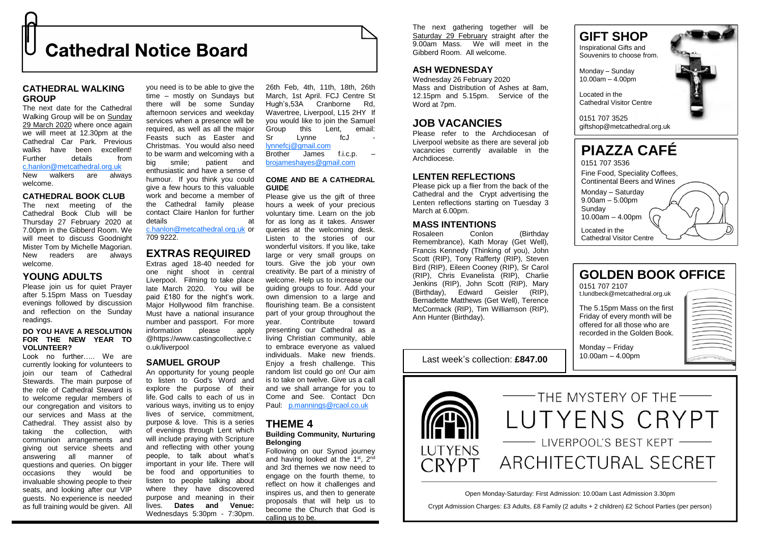# Cathedral Notice Board

## CATHEDRAL WALKING GROUP

The next date for the Cathedral Walking Group will be on Sunday 29 March 2020 where once again we will meet at 12.30pm at the Cathedral Car Park. Previous walks have been excellent! Further details from c.hanlon@metcathedral.org.uk New walkers are always welcome.

### CATHEDRAL BOOK CLUB

The next meeting of the Cathedral Book Club will be Thursday 27 February 2020 at 7.00pm in the Gibberd Room. We will meet to discuss Goodnight Mister Tom by Michelle Magorian. New readers are always welcome.

## YOUNG ADULTS

Please join us for quiet Prayer after 5.15pm Mass on Tuesday evenings followed by discussion and reflection on the Sunday readings.

#### DO YOU HAVE A RESOLUTION FOR THE NEW YEAR TO VOLUNTEER?

Look no further….. We are currently looking for volunteers to join our team of Cathedral Stewards. The main purpose of the role of Cathedral Steward is to welcome regular members of our congregation and visitors to our services and Mass at the Cathedral. They assist also by taking the collection, with communion arrangements and giving out service sheets and answering all manner of questions and queries. On bigger occasions they would be invaluable showing people to their seats, and looking after our VIP guests. No experience is needed as full training would be given. All you need is to be able to give the time – mostly on Sundays but there will be some Sunday afternoon services and weekday services when a presence will be required, as well as all the major Feasts such as Easter and Christmas. You would also need to be warm and welcoming with a big smile; patient and enthusiastic and have a sense of humour. If you think you could give a few hours to this valuable work and become a member of the Cathedral family please contact Claire Hanlon for further details at c.hanlon@metcathedral.org.uk or 709 9222.

## EXTRAS REQUIRED

Extras aged 18-40 needed for one night shoot in central Liverpool. Filming to take place late March 2020. You will be paid £180 for the night's work. Major Hollywood film franchise. Must have a national insurance number and passport. For more information please apply @https://www.castingcollective.co.uk/liverpool

### SAMUEL GROUP

An opportunity for young people to listen to God's Word and explore the purpose of their life. God calls to each of us in various ways, inviting us to enjoy lives of service, commitment, purpose & love. This is a series of evenings through Lent which will include praying with Scripture and reflecting with other young people, to talk about what's important in your life. There will be food and opportunities to listen to people talking about where they have discovered purpose and meaning in their lives. **Dates and Venue:** Wednesdays 5:30pm - 7:30pm. 26th Feb, 4th, 11th, 18th, 26th March, 1st April. FCJ Centre St Hugh's,53A Cranborne Rd, Wavertree, Liverpool, L15 2HY If you would like to join the Samuel Group this Lent, email: Sr Lynne fcJ - lynnefcj@gmail.com Brother James f.i.c.p. – brojameshayes@gmail.com

#### COME AND BE A CATHEDRAL GUIDE

Please give us the gift of three hours a week of your precious voluntary time. Learn on the job for as long as it takes. Answer queries at the welcoming desk. Listen to the stories of our wonderful visitors. If you like, take large or very small groups on tours. Give the job your own creativity. Be part of a ministry of welcome. Help us to increase our guiding groups to four. Add your own dimension to a large and flourishing team. Be a consistent part of your group throughout the year. Contribute toward presenting our Cathedral as a living Christian community, able to embrace everyone as valued individuals. Make new friends. Enjoy a fresh challenge. This random list could go on! Our aim is to take on twelve. Give us a call and we shall arrange for you to Come and See. Contact Dcn Paul: p.mannings@rcaol.co.uk

## THEME 4

**Building Community, Nurturing Belonging**

Following on our Synod journey and having looked at the 1st, 2nd and 3rd themes we now need to engage on the fourth theme, to reflect on how it challenges and inspires us, and then to generate proposals that will help us to become the Church that God is calling us to be.

The next gathering together will be Saturday 29 February straight after the 9.00am Mass. We will meet in the Gibberd Room. All welcome.

### ASH WEDNESDAY

Wednesday 26 February 2020
Mass and Distribution of Ashes at 8am, 12.15pm and 5.15pm. Service of the Word at 7pm.

## JOB VACANCIES

Please refer to the Archdiocesan of Liverpool website as there are several job vacancies currently available in the Archdiocese.

### LENTEN REFLECTIONS

Please pick up a flier from the back of the Cathedral and the Crypt advertising the Lenten reflections starting on Tuesday 3 March at 6.00pm.

### MASS INTENTIONS

Rosaleen Conlon (Birthday Remembrance), Kath Moray (Get Well), Francis Kennedy (Thinking of you), John Scott (RIP), Tony Rafferty (RIP), Steven Bird (RIP), Eileen Cooney (RIP), Sr Carol (RIP), Chris Evanelista (RIP), Charlie Jenkins (RIP), John Scott (RIP), Mary (Birthday), Edward Geisler (RIP), Bernadette Matthews (Get Well), Terence McCormack (RIP), Tim Williamson (RIP), Ann Hunter (Birthday).

Last week's collection: **£847.00**

## GIFT SHOP

Inspirational Gifts and Souvenirs to choose from.

Monday – Sunday
10.00am – 4.00pm

Located in the Cathedral Visitor Centre

0151 707 3525
giftshop@metcathedral.org.uk

# PIAZZA CAFÉ

0151 707 3536

Fine Food, Speciality Coffees, Continental Beers and Wines

Monday – Saturday
9.00am – 5.00pm
Sunday
10.00am – 4.00pm

Located in the Cathedral Visitor Centre

## GOLDEN BOOK OFFICE

0151 707 2107
t.lundbeck@metcathedral.org.uk

The 5.15pm Mass on the first Friday of every month will be offered for all those who are recorded in the Golden Book.

Monday – Friday
10.00am – 4.00pm

LUTYENS CRYPT

THE MYSTERY OF THE LUTYENS CRYPT

LIVERPOOL'S BEST KEPT ARCHITECTURAL SECRET

Open Monday-Saturday: First Admission: 10.00am Last Admission 3.30pm

Crypt Admission Charges: £3 Adults, £8 Family (2 adults + 2 children) £2 School Parties (per person)